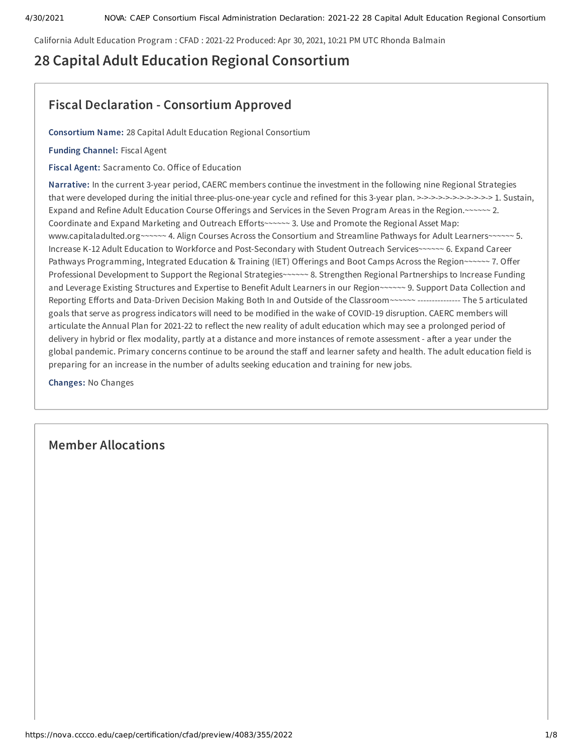California Adult Education Program : CFAD : 2021-22 Produced: Apr 30, 2021, 10:21 PM UTC Rhonda Balmain

# 28 Capital Adult Education Regional Consortium

## Fiscal Declaration - Consortium Approved

**Consortium Name:** 28 Capital Adult Education Regional Consortium

**Funding Channel:** Fiscal Agent

**Fiscal Agent:** Sacramento Co. Office of Education

**Narrative:** In the current 3-year period, CAERC members continue the investment in the following nine Regional Strategies that were developed during the initial three-plus-one-year cycle and refined for this 3-year plan. >->->->->->->->->->-> 1. Sustain, Expand and Refine Adult Education Course Offerings and Services in the Seven Program Areas in the Region.~~~~~~ 2. Coordinate and Expand Marketing and Outreach Efforts~~~~~~ 3. Use and Promote the Regional Asset Map: www.capitaladulted.org~~~~~~ 4. Align Courses Across the Consortium and Streamline Pathways for Adult Learners~~~~~~ 5. Increase K-12 Adult Education to Workforce and Post-Secondary with Student Outreach Services~~~~~~ 6. Expand Career Pathways Programming, Integrated Education & Training (IET) Offerings and Boot Camps Across the Region~~~~~~ 7. Offer Professional Development to Support the Regional Strategies~~~~~~ 8. Strengthen Regional Partnerships to Increase Funding and Leverage Existing Structures and Expertise to Benefit Adult Learners in our Region~~~~~~ 9. Support Data Collection and Reporting Efforts and Data-Driven Decision Making Both In and Outside of the Classroom~~~~~~ --------------- The 5 articulated goals that serve as progress indicators will need to be modified in the wake of COVID-19 disruption. CAERC members will articulate the Annual Plan for 2021-22 to reflect the new reality of adult education which may see a prolonged period of delivery in hybrid or flex modality, partly at a distance and more instances of remote assessment - after a year under the global pandemic. Primary concerns continue to be around the staff and learner safety and health. The adult education field is preparing for an increase in the number of adults seeking education and training for new jobs.

**Changes:** No Changes

## Member Allocations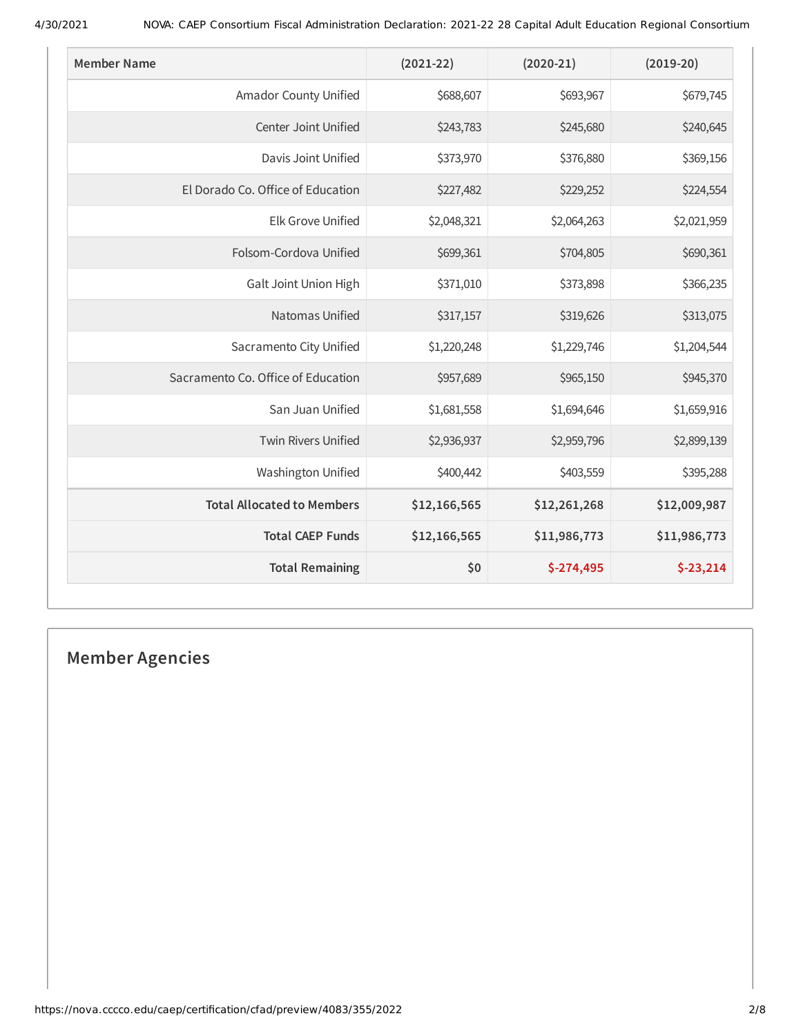| Member Name | (2021-22) | (2020-21) | (2019-20) |
| --- | --- | --- | --- |
| Amador County Unified | $688,607 | $693,967 | $679,745 |
| Center Joint Unified | $243,783 | $245,680 | $240,645 |
| Davis Joint Unified | $373,970 | $376,880 | $369,156 |
| El Dorado Co. Office of Education | $227,482 | $229,252 | $224,554 |
| Elk Grove Unified | $2,048,321 | $2,064,263 | $2,021,959 |
| Folsom-Cordova Unified | $699,361 | $704,805 | $690,361 |
| Galt Joint Union High | $371,010 | $373,898 | $366,235 |
| Natomas Unified | $317,157 | $319,626 | $313,075 |
| Sacramento City Unified | $1,220,248 | $1,229,746 | $1,204,544 |
| Sacramento Co. Office of Education | $957,689 | $965,150 | $945,370 |
| San Juan Unified | $1,681,558 | $1,694,646 | $1,659,916 |
| Twin Rivers Unified | $2,936,937 | $2,959,796 | $2,899,139 |
| Washington Unified | $400,442 | $403,559 | $395,288 |
| **Total Allocated to Members** | **$12,166,565** | **$12,261,268** | **$12,009,987** |
| **Total CAEP Funds** | **$12,166,565** | **$11,986,773** | **$11,986,773** |
| **Total Remaining** | **$0** | **$-274,495** | **$-23,214** |

## Member Agencies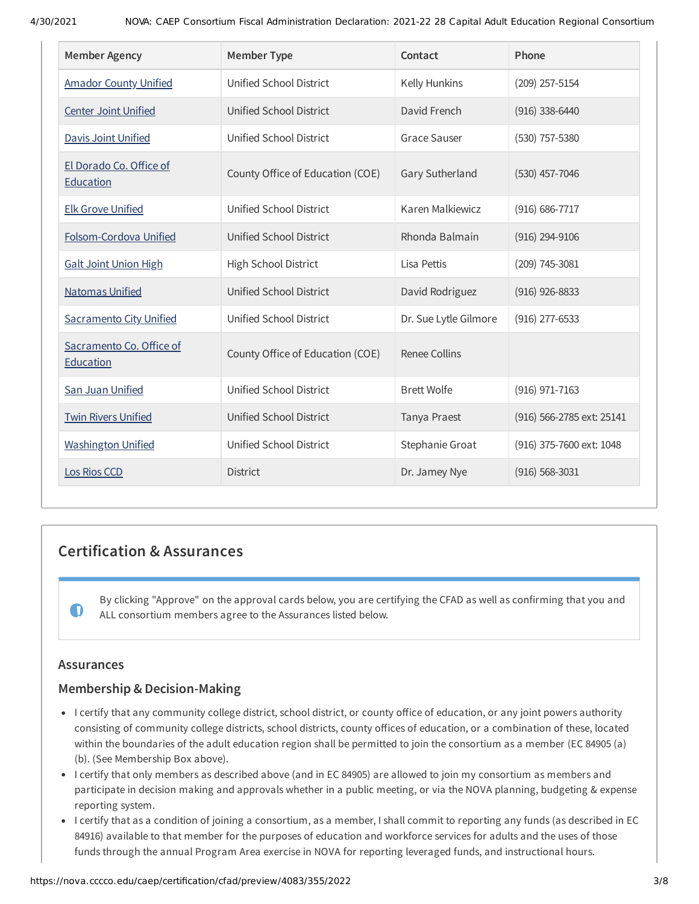| Member Agency | Member Type | Contact | Phone |
|---|---|---|---|
| Amador County Unified | Unified School District | Kelly Hunkins | (209) 257-5154 |
| Center Joint Unified | Unified School District | David French | (916) 338-6440 |
| Davis Joint Unified | Unified School District | Grace Sauser | (530) 757-5380 |
| El Dorado Co. Office of Education | County Office of Education (COE) | Gary Sutherland | (530) 457-7046 |
| Elk Grove Unified | Unified School District | Karen Malkiewicz | (916) 686-7717 |
| Folsom-Cordova Unified | Unified School District | Rhonda Balmain | (916) 294-9106 |
| Galt Joint Union High | High School District | Lisa Pettis | (209) 745-3081 |
| Natomas Unified | Unified School District | David Rodriguez | (916) 926-8833 |
| Sacramento City Unified | Unified School District | Dr. Sue Lytle Gilmore | (916) 277-6533 |
| Sacramento Co. Office of Education | County Office of Education (COE) | Renee Collins | |
| San Juan Unified | Unified School District | Brett Wolfe | (916) 971-7163 |
| Twin Rivers Unified | Unified School District | Tanya Praest | (916) 566-2785 ext: 25141 |
| Washington Unified | Unified School District | Stephanie Groat | (916) 375-7600 ext: 1048 |
| Los Rios CCD | District | Dr. Jamey Nye | (916) 568-3031 |

## Certification & Assurances

By clicking "Approve" on the approval cards below, you are certifying the CFAD as well as confirming that you and ALL consortium members agree to the Assurances listed below.

### Assurances

### Membership & Decision-Making

- I certify that any community college district, school district, or county office of education, or any joint powers authority consisting of community college districts, school districts, county offices of education, or a combination of these, located within the boundaries of the adult education region shall be permitted to join the consortium as a member (EC 84905 (a) (b). (See Membership Box above).
- I certify that only members as described above (and in EC 84905) are allowed to join my consortium as members and participate in decision making and approvals whether in a public meeting, or via the NOVA planning, budgeting & expense reporting system.
- I certify that as a condition of joining a consortium, as a member, I shall commit to reporting any funds (as described in EC 84916) available to that member for the purposes of education and workforce services for adults and the uses of those funds through the annual Program Area exercise in NOVA for reporting leveraged funds, and instructional hours.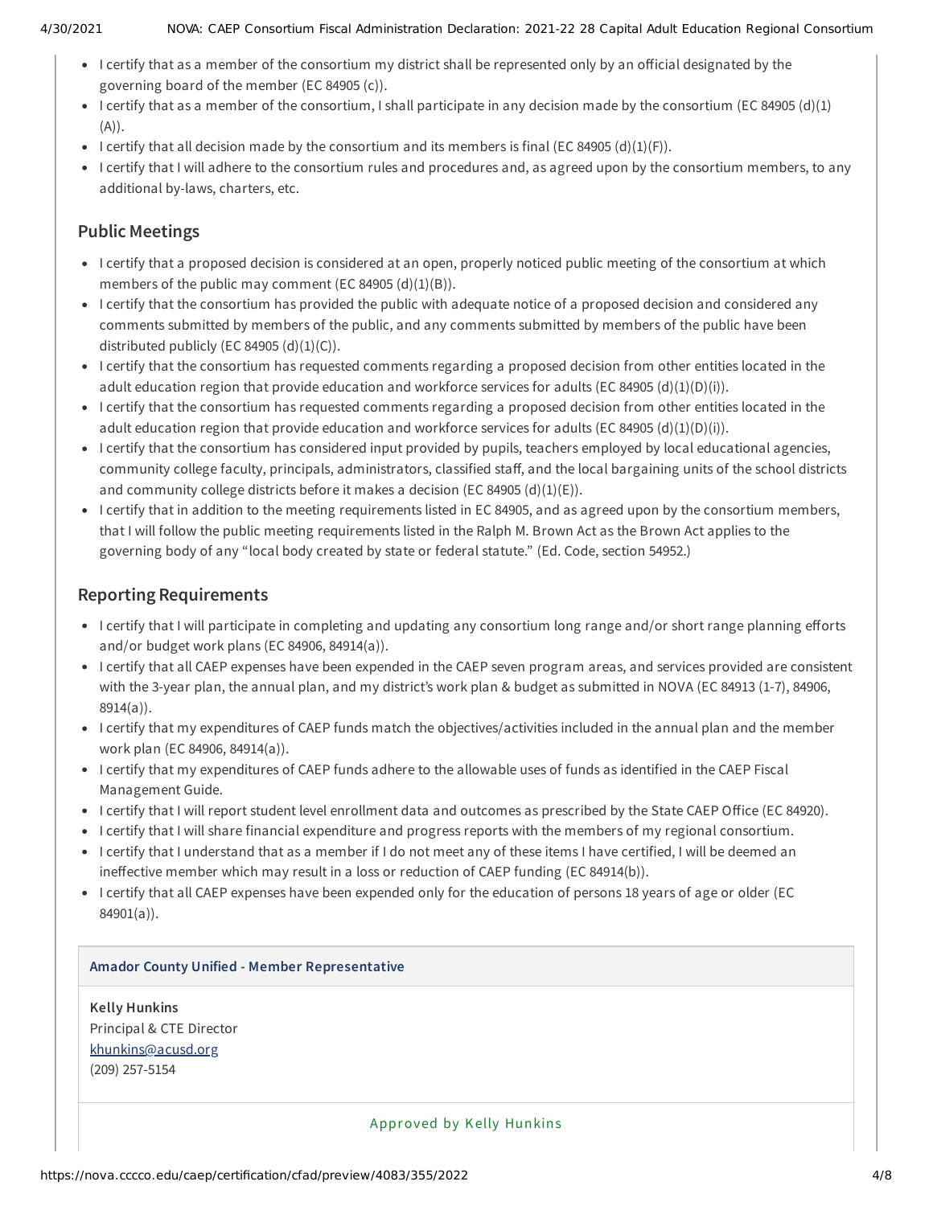- I certify that as a member of the consortium my district shall be represented only by an official designated by the governing board of the member (EC 84905 (c)).
- I certify that as a member of the consortium, I shall participate in any decision made by the consortium (EC 84905 (d)(1)(A)).
- I certify that all decision made by the consortium and its members is final (EC 84905 (d)(1)(F)).
- I certify that I will adhere to the consortium rules and procedures and, as agreed upon by the consortium members, to any additional by-laws, charters, etc.

## Public Meetings

- I certify that a proposed decision is considered at an open, properly noticed public meeting of the consortium at which members of the public may comment (EC 84905 (d)(1)(B)).
- I certify that the consortium has provided the public with adequate notice of a proposed decision and considered any comments submitted by members of the public, and any comments submitted by members of the public have been distributed publicly (EC 84905 (d)(1)(C)).
- I certify that the consortium has requested comments regarding a proposed decision from other entities located in the adult education region that provide education and workforce services for adults (EC 84905 (d)(1)(D)(i)).
- I certify that the consortium has requested comments regarding a proposed decision from other entities located in the adult education region that provide education and workforce services for adults (EC 84905 (d)(1)(D)(i)).
- I certify that the consortium has considered input provided by pupils, teachers employed by local educational agencies, community college faculty, principals, administrators, classified staff, and the local bargaining units of the school districts and community college districts before it makes a decision (EC 84905 (d)(1)(E)).
- I certify that in addition to the meeting requirements listed in EC 84905, and as agreed upon by the consortium members, that I will follow the public meeting requirements listed in the Ralph M. Brown Act as the Brown Act applies to the governing body of any "local body created by state or federal statute." (Ed. Code, section 54952.)

## Reporting Requirements

- I certify that I will participate in completing and updating any consortium long range and/or short range planning efforts and/or budget work plans (EC 84906, 84914(a)).
- I certify that all CAEP expenses have been expended in the CAEP seven program areas, and services provided are consistent with the 3-year plan, the annual plan, and my district's work plan & budget as submitted in NOVA (EC 84913 (1-7), 84906, 8914(a)).
- I certify that my expenditures of CAEP funds match the objectives/activities included in the annual plan and the member work plan (EC 84906, 84914(a)).
- I certify that my expenditures of CAEP funds adhere to the allowable uses of funds as identified in the CAEP Fiscal Management Guide.
- I certify that I will report student level enrollment data and outcomes as prescribed by the State CAEP Office (EC 84920).
- I certify that I will share financial expenditure and progress reports with the members of my regional consortium.
- I certify that I understand that as a member if I do not meet any of these items I have certified, I will be deemed an ineffective member which may result in a loss or reduction of CAEP funding (EC 84914(b)).
- I certify that all CAEP expenses have been expended only for the education of persons 18 years of age or older (EC 84901(a)).

**Amador County Unified - Member Representative**

**Kelly Hunkins**
Principal & CTE Director
khunkins@acusd.org
(209) 257-5154

Approved by Kelly Hunkins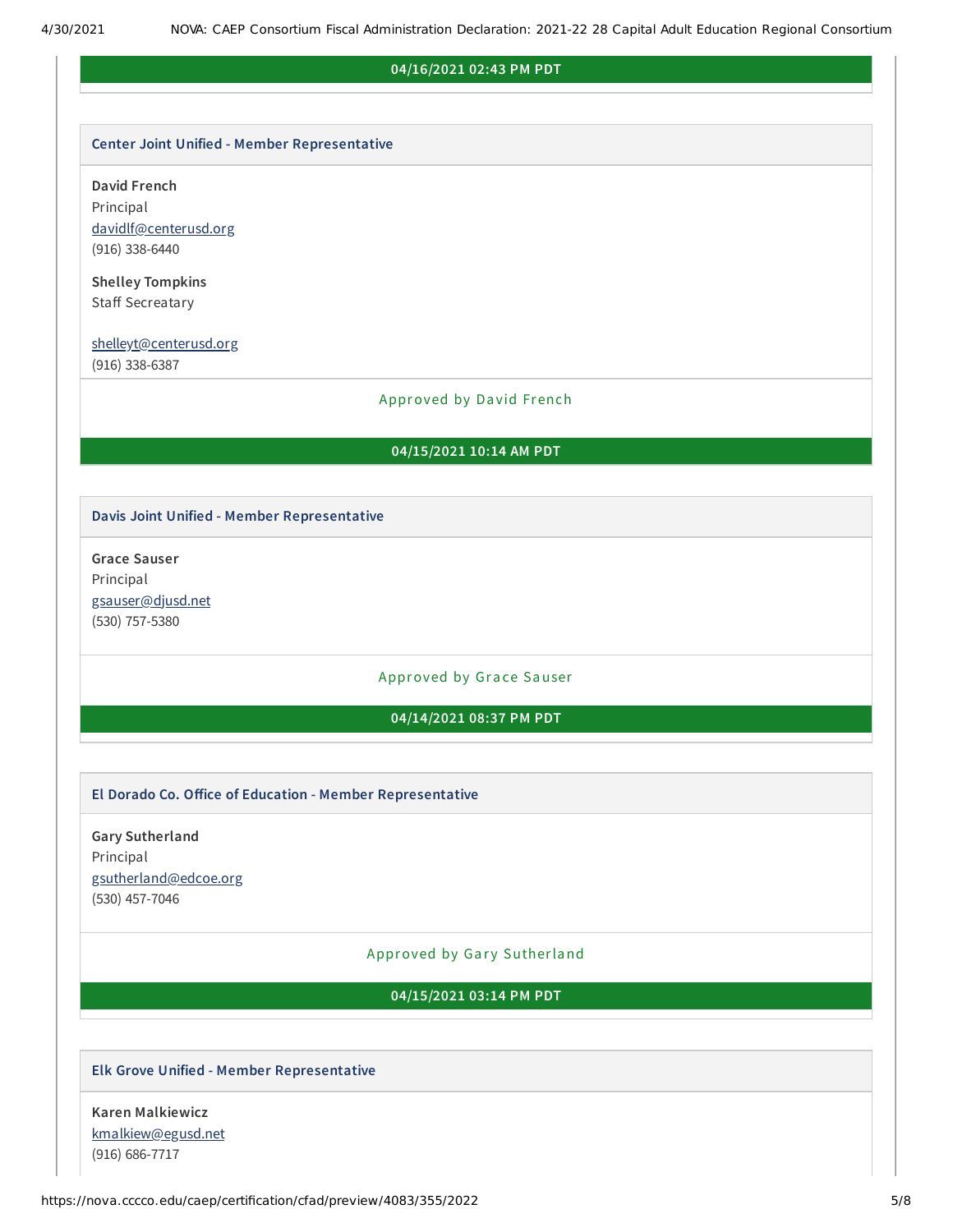**04/16/2021 02:43 PM PDT**

### Center Joint Unified - Member Representative

**David French**
Principal
davidlf@centerusd.org
(916) 338-6440

**Shelley Tompkins**
Staff Secreatary

shelleyt@centerusd.org
(916) 338-6387

Approved by David French

**04/15/2021 10:14 AM PDT**

### Davis Joint Unified - Member Representative

**Grace Sauser**
Principal
gsauser@djusd.net
(530) 757-5380

Approved by Grace Sauser

**04/14/2021 08:37 PM PDT**

### El Dorado Co. Office of Education - Member Representative

**Gary Sutherland**
Principal
gsutherland@edcoe.org
(530) 457-7046

Approved by Gary Sutherland

**04/15/2021 03:14 PM PDT**

### Elk Grove Unified - Member Representative

**Karen Malkiewicz**
kmalkiew@egusd.net
(916) 686-7717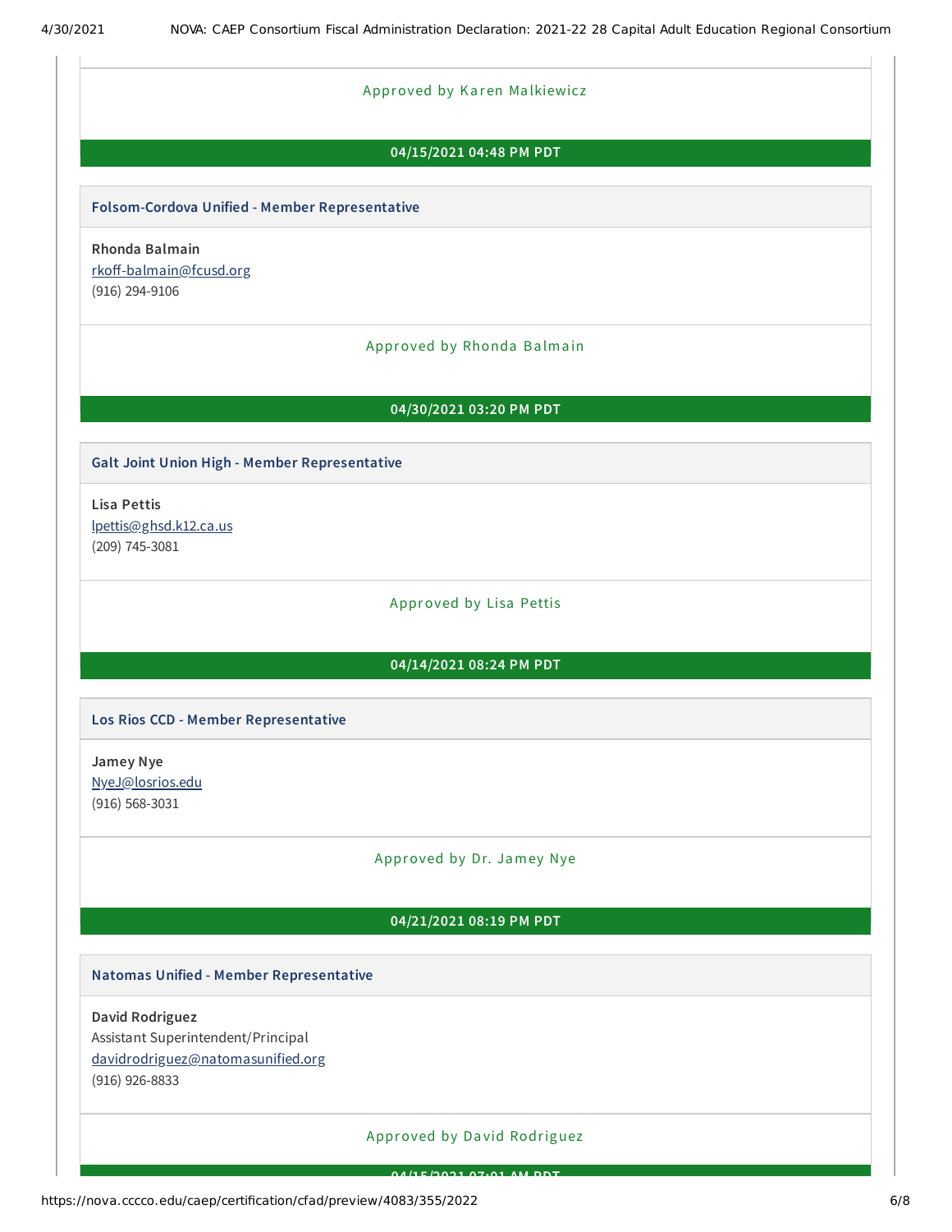Approved by Karen Malkiewicz

**04/15/2021 04:48 PM PDT**

**Folsom-Cordova Unified - Member Representative**

**Rhonda Balmain**
rkoff-balmain@fcusd.org
(916) 294-9106

Approved by Rhonda Balmain

**04/30/2021 03:20 PM PDT**

**Galt Joint Union High - Member Representative**

**Lisa Pettis**
lpettis@ghsd.k12.ca.us
(209) 745-3081

Approved by Lisa Pettis

**04/14/2021 08:24 PM PDT**

**Los Rios CCD - Member Representative**

**Jamey Nye**
NyeJ@losrios.edu
(916) 568-3031

Approved by Dr. Jamey Nye

**04/21/2021 08:19 PM PDT**

**Natomas Unified - Member Representative**

**David Rodriguez**
Assistant Superintendent/Principal
davidrodriguez@natomasunified.org
(916) 926-8833

Approved by David Rodriguez

**04/15/2021 07:01 AM PDT**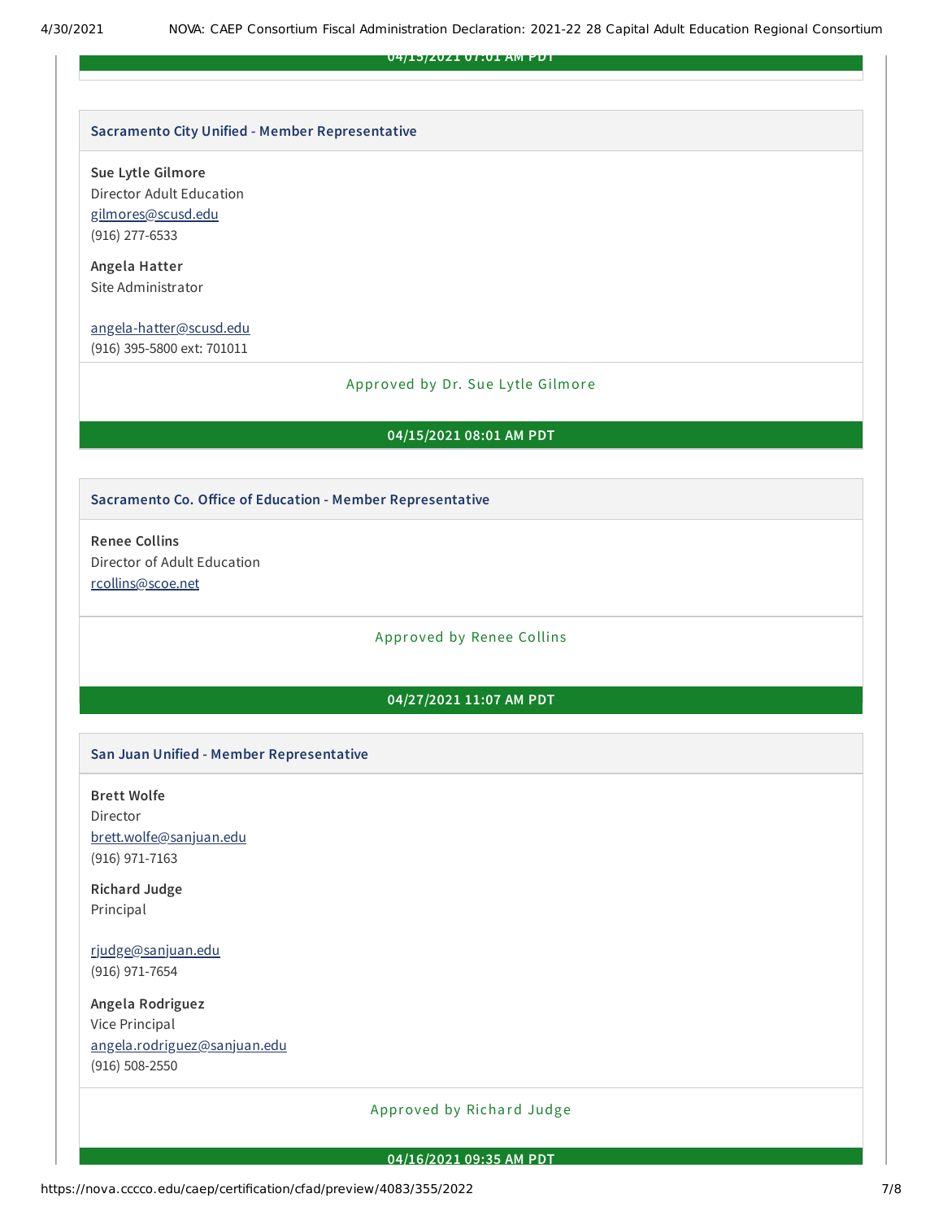04/15/2021 07:01 AM PDT

### Sacramento City Unified - Member Representative

**Sue Lytle Gilmore**
Director Adult Education
gilmores@scusd.edu
(916) 277-6533

**Angela Hatter**
Site Administrator

angela-hatter@scusd.edu
(916) 395-5800 ext: 701011

Approved by Dr. Sue Lytle Gilmore

**04/15/2021 08:01 AM PDT**

### Sacramento Co. Office of Education - Member Representative

**Renee Collins**
Director of Adult Education
rcollins@scoe.net

Approved by Renee Collins

**04/27/2021 11:07 AM PDT**

### San Juan Unified - Member Representative

**Brett Wolfe**
Director
brett.wolfe@sanjuan.edu
(916) 971-7163

**Richard Judge**
Principal

rjudge@sanjuan.edu
(916) 971-7654

**Angela Rodriguez**
Vice Principal
angela.rodriguez@sanjuan.edu
(916) 508-2550

Approved by Richard Judge

**04/16/2021 09:35 AM PDT**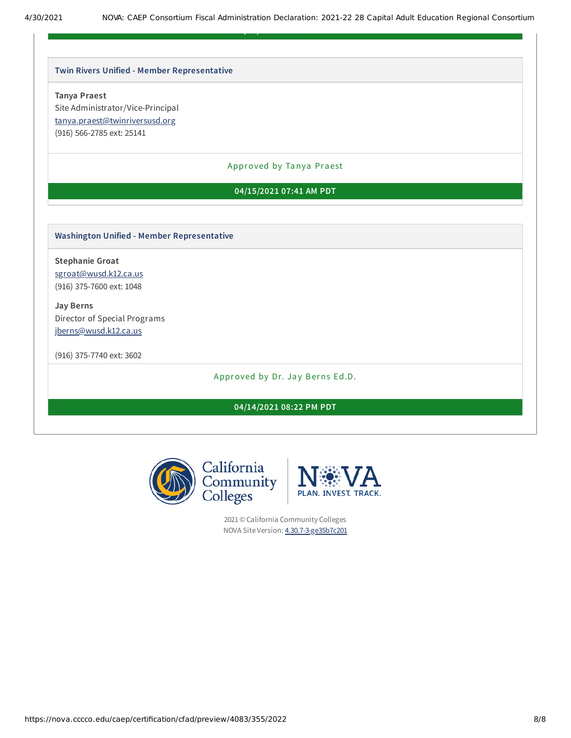### Twin Rivers Unified - Member Representative

**Tanya Praest**
Site Administrator/Vice-Principal
tanya.praest@twinriversusd.org
(916) 566-2785 ext: 25141

Approved by Tanya Praest

**04/15/2021 07:41 AM PDT**

### Washington Unified - Member Representative

**Stephanie Groat**
sgroat@wusd.k12.ca.us
(916) 375-7600 ext: 1048

**Jay Berns**
Director of Special Programs
jberns@wusd.k12.ca.us

(916) 375-7740 ext: 3602

Approved by Dr. Jay Berns Ed.D.

**04/14/2021 08:22 PM PDT**

California Community Colleges

NOVA PLAN. INVEST. TRACK.

2021 © California Community Colleges
NOVA Site Version: 4.30.7-3-ge35b7c201